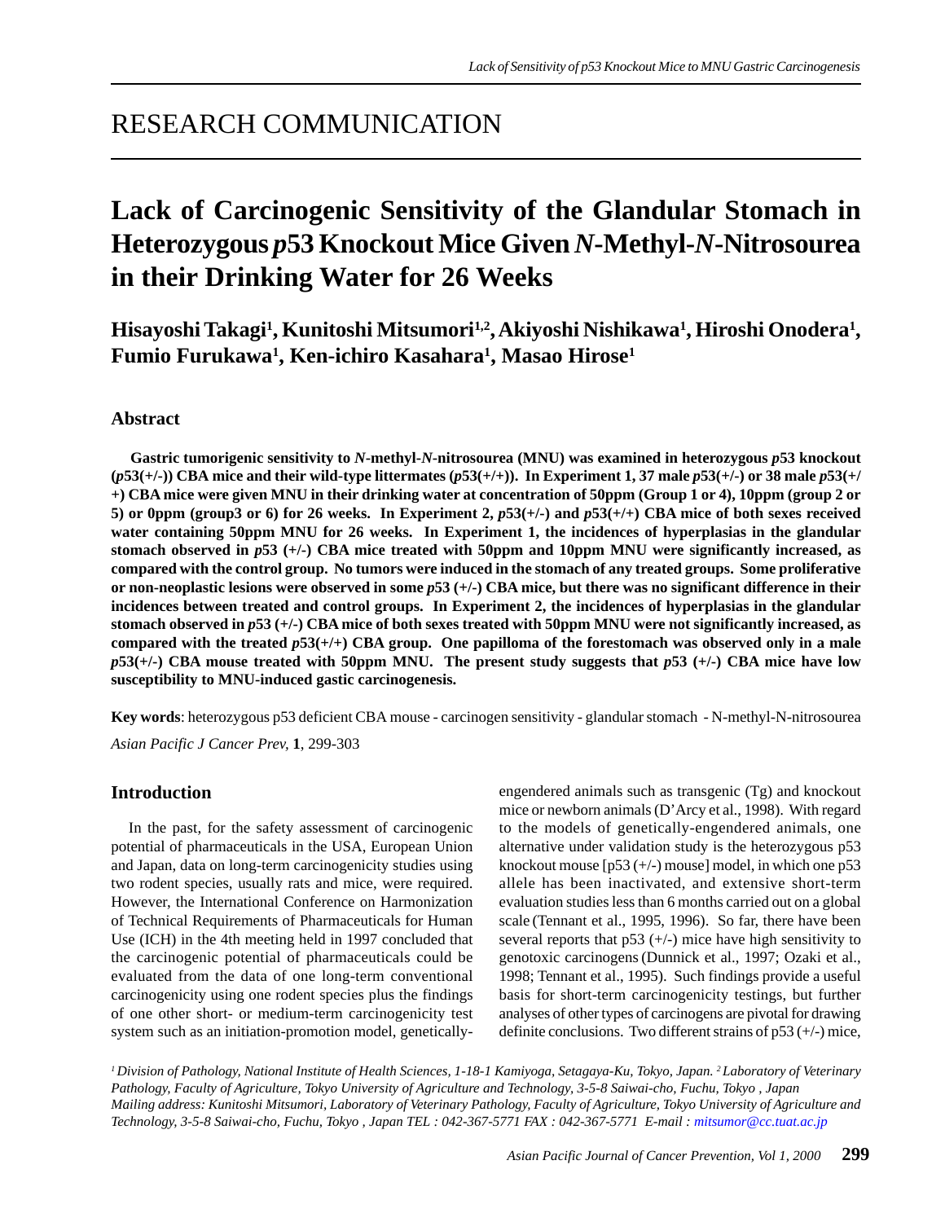# RESEARCH COMMUNICATION

# Lack of Carcinogenic Sensitivity of the Glandular Stomach in Heterozygous *p*53 Knockout Mice Given *N*-Methyl-*N*-Nitrosourea in their Drinking Water for 26 Weeks

**Hisayoshi Takagi[1], Kunitoshi Mitsumori[1,2], Akiyoshi Nishikawa[1], Hiroshi Onodera[1], Fumio Furukawa[1], Ken-ichiro Kasahara[1], Masao Hirose[1]**

## Abstract

**Gastric tumorigenic sensitivity to *N*-methyl-*N*-nitrosourea (MNU) was examined in heterozygous *p*53 knockout (*p*53(+/-)) CBA mice and their wild-type littermates (*p*53(+/+)). In Experiment 1, 37 male *p*53(+/-) or 38 male *p*53(+/+) CBA mice were given MNU in their drinking water at concentration of 50ppm (Group 1 or 4), 10ppm (group 2 or 5) or 0ppm (group3 or 6) for 26 weeks. In Experiment 2, *p*53(+/-) and *p*53(+/+) CBA mice of both sexes received water containing 50ppm MNU for 26 weeks. In Experiment 1, the incidences of hyperplasias in the glandular stomach observed in *p*53 (+/-) CBA mice treated with 50ppm and 10ppm MNU were significantly increased, as compared with the control group. No tumors were induced in the stomach of any treated groups. Some proliferative or non-neoplastic lesions were observed in some *p*53 (+/-) CBA mice, but there was no significant difference in their incidences between treated and control groups. In Experiment 2, the incidences of hyperplasias in the glandular stomach observed in *p*53 (+/-) CBA mice of both sexes treated with 50ppm MNU were not significantly increased, as compared with the treated *p*53(+/+) CBA group. One papilloma of the forestomach was observed only in a male *p*53(+/-) CBA mouse treated with 50ppm MNU. The present study suggests that *p*53 (+/-) CBA mice have low susceptibility to MNU-induced gastic carcinogenesis.**

**Key words**: heterozygous p53 deficient CBA mouse - carcinogen sensitivity - glandular stomach - N-methyl-N-nitrosourea

*Asian Pacific J Cancer Prev,* **1**, 299-303

## Introduction

In the past, for the safety assessment of carcinogenic potential of pharmaceuticals in the USA, European Union and Japan, data on long-term carcinogenicity studies using two rodent species, usually rats and mice, were required. However, the International Conference on Harmonization of Technical Requirements of Pharmaceuticals for Human Use (ICH) in the 4th meeting held in 1997 concluded that the carcinogenic potential of pharmaceuticals could be evaluated from the data of one long-term conventional carcinogenicity using one rodent species plus the findings of one other short- or medium-term carcinogenicity test system such as an initiation-promotion model, genetically-engendered animals such as transgenic (Tg) and knockout mice or newborn animals (D'Arcy et al., 1998). With regard to the models of genetically-engendered animals, one alternative under validation study is the heterozygous p53 knockout mouse [p53 (+/-) mouse] model, in which one p53 allele has been inactivated, and extensive short-term evaluation studies less than 6 months carried out on a global scale (Tennant et al., 1995, 1996). So far, there have been several reports that p53 (+/-) mice have high sensitivity to genotoxic carcinogens (Dunnick et al., 1997; Ozaki et al., 1998; Tennant et al., 1995). Such findings provide a useful basis for short-term carcinogenicity testings, but further analyses of other types of carcinogens are pivotal for drawing definite conclusions. Two different strains of p53 (+/-) mice,

*[1] Division of Pathology, National Institute of Health Sciences, 1-18-1 Kamiyoga, Setagaya-Ku, Tokyo, Japan. [2] Laboratory of Veterinary Pathology, Faculty of Agriculture, Tokyo University of Agriculture and Technology, 3-5-8 Saiwai-cho, Fuchu, Tokyo , Japan*
*Mailing address: Kunitoshi Mitsumori, Laboratory of Veterinary Pathology, Faculty of Agriculture, Tokyo University of Agriculture and Technology, 3-5-8 Saiwai-cho, Fuchu, Tokyo , Japan TEL : 042-367-5771 FAX : 042-367-5771 E-mail : mitsumor@cc.tuat.ac.jp*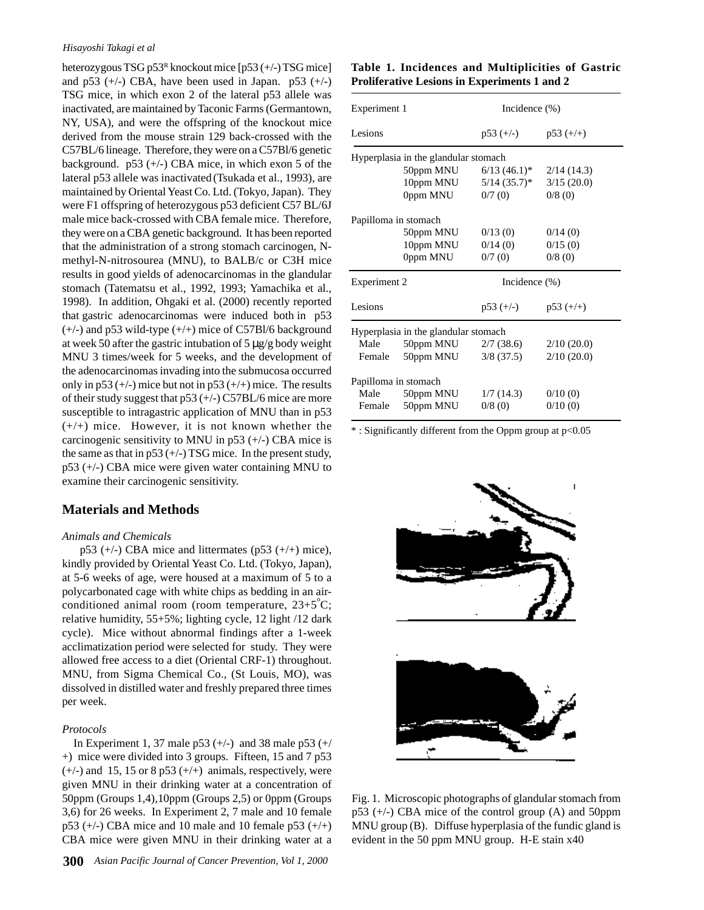heterozygous TSG p53[R] knockout mice [p53 (+/-) TSG mice] and p53 (+/-) CBA, have been used in Japan. p53 (+/-) TSG mice, in which exon 2 of the lateral p53 allele was inactivated, are maintained by Taconic Farms (Germantown, NY, USA), and were the offspring of the knockout mice derived from the mouse strain 129 back-crossed with the C57BL/6 lineage. Therefore, they were on a C57Bl/6 genetic background. p53 (+/-) CBA mice, in which exon 5 of the lateral p53 allele was inactivated (Tsukada et al., 1993), are maintained by Oriental Yeast Co. Ltd. (Tokyo, Japan). They were F1 offspring of heterozygous p53 deficient C57 BL/6J male mice back-crossed with CBA female mice. Therefore, they were on a CBA genetic background. It has been reported that the administration of a strong stomach carcinogen, N-methyl-N-nitrosourea (MNU), to BALB/c or C3H mice results in good yields of adenocarcinomas in the glandular stomach (Tatematsu et al., 1992, 1993; Yamachika et al., 1998). In addition, Ohgaki et al. (2000) recently reported that gastric adenocarcinomas were induced both in p53 (+/-) and p53 wild-type (+/+) mice of C57Bl/6 background at week 50 after the gastric intubation of 5 μg/g body weight MNU 3 times/week for 5 weeks, and the development of the adenocarcinomas invading into the submucosa occurred only in p53 (+/-) mice but not in p53 (+/+) mice. The results of their study suggest that p53 (+/-) C57BL/6 mice are more susceptible to intragastric application of MNU than in p53 (+/+) mice. However, it is not known whether the carcinogenic sensitivity to MNU in p53 (+/-) CBA mice is the same as that in p53 (+/-) TSG mice. In the present study, p53 (+/-) CBA mice were given water containing MNU to examine their carcinogenic sensitivity.

## Materials and Methods

### *Animals and Chemicals*

p53 (+/-) CBA mice and littermates (p53 (+/+) mice), kindly provided by Oriental Yeast Co. Ltd. (Tokyo, Japan), at 5-6 weeks of age, were housed at a maximum of 5 to a polycarbonated cage with white chips as bedding in an air-conditioned animal room (room temperature, 23+5°C; relative humidity, 55+5%; lighting cycle, 12 light /12 dark cycle). Mice without abnormal findings after a 1-week acclimatization period were selected for study. They were allowed free access to a diet (Oriental CRF-1) throughout. MNU, from Sigma Chemical Co., (St Louis, MO), was dissolved in distilled water and freshly prepared three times per week.

### *Protocols*

In Experiment 1, 37 male p53 (+/-) and 38 male p53 (+/+) mice were divided into 3 groups. Fifteen, 15 and 7 p53 (+/-) and 15, 15 or 8 p53 (+/+) animals, respectively, were given MNU in their drinking water at a concentration of 50ppm (Groups 1,4),10ppm (Groups 2,5) or 0ppm (Groups 3,6) for 26 weeks. In Experiment 2, 7 male and 10 female p53 (+/-) CBA mice and 10 male and 10 female p53 (+/+) CBA mice were given MNU in their drinking water at a

**Table 1. Incidences and Multiplicities of Gastric Proliferative Lesions in Experiments 1 and 2**

| Experiment 1 | | Incidence (%) | |
|---|---|---|---|
| Lesions | | p53 (+/-) | p53 (+/+) |
| Hyperplasia in the glandular stomach | | | |
| | 50ppm MNU | 6/13 (46.1)* | 2/14 (14.3) |
| | 10ppm MNU | 5/14 (35.7)* | 3/15 (20.0) |
| | 0ppm MNU | 0/7 (0) | 0/8 (0) |
| Papilloma in stomach | | | |
| | 50ppm MNU | 0/13 (0) | 0/14 (0) |
| | 10ppm MNU | 0/14 (0) | 0/15 (0) |
| | 0ppm MNU | 0/7 (0) | 0/8 (0) |
| **Experiment 2** | | **Incidence (%)** | |
| Lesions | | p53 (+/-) | p53 (+/+) |
| Hyperplasia in the glandular stomach | | | |
| Male | 50ppm MNU | 2/7 (38.6) | 2/10 (20.0) |
| Female | 50ppm MNU | 3/8 (37.5) | 2/10 (20.0) |
| Papilloma in stomach | | | |
| Male | 50ppm MNU | 1/7 (14.3) | 0/10 (0) |
| Female | 50ppm MNU | 0/8 (0) | 0/10 (0) |

* : Significantly different from the Oppm group at $p<0.05$

Fig. 1. Microscopic photographs of glandular stomach from p53 (+/-) CBA mice of the control group (A) and 50ppm MNU group (B). Diffuse hyperplasia of the fundic gland is evident in the 50 ppm MNU group. H-E stain x40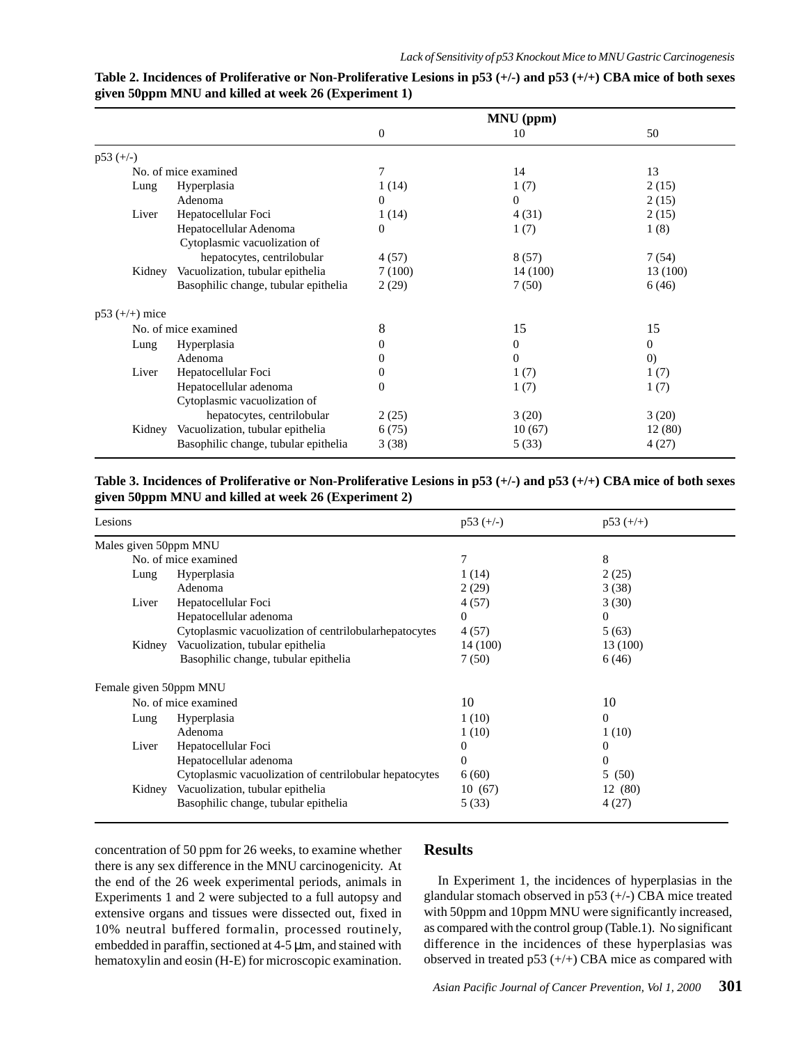**Table 2. Incidences of Proliferative or Non-Proliferative Lesions in p53 (+/-) and p53 (+/+) CBA mice of both sexes given 50ppm MNU and killed at week 26 (Experiment 1)**

| | | MNU (ppm) | | |
|---|---|---|---|---|
| | | 0 | 10 | 50 |
| p53 (+/-) | | | | |
| | No. of mice examined | 7 | 14 | 13 |
| Lung | Hyperplasia | 1 (14) | 1 (7) | 2 (15) |
| | Adenoma | 0 | 0 | 2 (15) |
| Liver | Hepatocellular Foci | 1 (14) | 4 (31) | 2 (15) |
| | Hepatocellular Adenoma | 0 | 1 (7) | 1 (8) |
| | Cytoplasmic vacuolization of hepatocytes, centrilobular | 4 (57) | 8 (57) | 7 (54) |
| Kidney | Vacuolization, tubular epithelia | 7 (100) | 14 (100) | 13 (100) |
| | Basophilic change, tubular epithelia | 2 (29) | 7 (50) | 6 (46) |
| p53 (+/+) mice | | | | |
| | No. of mice examined | 8 | 15 | 15 |
| Lung | Hyperplasia | 0 | 0 | 0 |
| | Adenoma | 0 | 0 | 0) |
| Liver | Hepatocellular Foci | 0 | 1 (7) | 1 (7) |
| | Hepatocellular adenoma | 0 | 1 (7) | 1 (7) |
| | Cytoplasmic vacuolization of hepatocytes, centrilobular | 2 (25) | 3 (20) | 3 (20) |
| Kidney | Vacuolization, tubular epithelia | 6 (75) | 10 (67) | 12 (80) |
| | Basophilic change, tubular epithelia | 3 (38) | 5 (33) | 4 (27) |

**Table 3. Incidences of Proliferative or Non-Proliferative Lesions in p53 (+/-) and p53 (+/+) CBA mice of both sexes given 50ppm MNU and killed at week 26 (Experiment 2)**

| Lesions | | p53 (+/-) | p53 (+/+) |
|---|---|---|---|
| Males given 50ppm MNU | | | |
| | No. of mice examined | 7 | 8 |
| Lung | Hyperplasia | 1 (14) | 2 (25) |
| | Adenoma | 2 (29) | 3 (38) |
| Liver | Hepatocellular Foci | 4 (57) | 3 (30) |
| | Hepatocellular adenoma | 0 | 0 |
| | Cytoplasmic vacuolization of centrilobularhepatocytes | 4 (57) | 5 (63) |
| Kidney | Vacuolization, tubular epithelia | 14 (100) | 13 (100) |
| | Basophilic change, tubular epithelia | 7 (50) | 6 (46) |
| Female given 50ppm MNU | | | |
| | No. of mice examined | 10 | 10 |
| Lung | Hyperplasia | 1 (10) | 0 |
| | Adenoma | 1 (10) | 1 (10) |
| Liver | Hepatocellular Foci | 0 | 0 |
| | Hepatocellular adenoma | 0 | 0 |
| | Cytoplasmic vacuolization of centrilobular hepatocytes | 6 (60) | 5 (50) |
| Kidney | Vacuolization, tubular epithelia | 10 (67) | 12 (80) |
| | Basophilic change, tubular epithelia | 5 (33) | 4 (27) |

concentration of 50 ppm for 26 weeks, to examine whether there is any sex difference in the MNU carcinogenicity. At the end of the 26 week experimental periods, animals in Experiments 1 and 2 were subjected to a full autopsy and extensive organs and tissues were dissected out, fixed in 10% neutral buffered formalin, processed routinely, embedded in paraffin, sectioned at 4-5 μm, and stained with hematoxylin and eosin (H-E) for microscopic examination.

## Results

In Experiment 1, the incidences of hyperplasias in the glandular stomach observed in p53 (+/-) CBA mice treated with 50ppm and 10ppm MNU were significantly increased, as compared with the control group (Table.1). No significant difference in the incidences of these hyperplasias was observed in treated p53 (+/+) CBA mice as compared with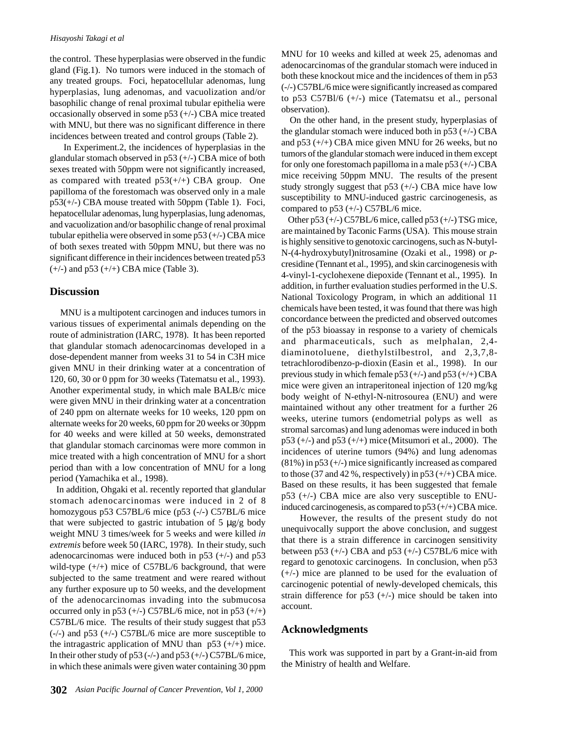the control. These hyperplasias were observed in the fundic gland (Fig.1). No tumors were induced in the stomach of any treated groups. Foci, hepatocellular adenomas, lung hyperplasias, lung adenomas, and vacuolization and/or basophilic change of renal proximal tubular epithelia were occasionally observed in some p53 (+/-) CBA mice treated with MNU, but there was no significant difference in their incidences between treated and control groups (Table 2).

In Experiment.2, the incidences of hyperplasias in the glandular stomach observed in p53 (+/-) CBA mice of both sexes treated with 50ppm were not significantly increased, as compared with treated p53(+/+) CBA group. One papilloma of the forestomach was observed only in a male p53(+/-) CBA mouse treated with 50ppm (Table 1). Foci, hepatocellular adenomas, lung hyperplasias, lung adenomas, and vacuolization and/or basophilic change of renal proximal tubular epithelia were observed in some p53 (+/-) CBA mice of both sexes treated with 50ppm MNU, but there was no significant difference in their incidences between treated p53 (+/-) and p53 (+/+) CBA mice (Table 3).

## Discussion

MNU is a multipotent carcinogen and induces tumors in various tissues of experimental animals depending on the route of administration (IARC, 1978). It has been reported that glandular stomach adenocarcinomas developed in a dose-dependent manner from weeks 31 to 54 in C3H mice given MNU in their drinking water at a concentration of 120, 60, 30 or 0 ppm for 30 weeks (Tatematsu et al., 1993). Another experimental study, in which male BALB/c mice were given MNU in their drinking water at a concentration of 240 ppm on alternate weeks for 10 weeks, 120 ppm on alternate weeks for 20 weeks, 60 ppm for 20 weeks or 30ppm for 40 weeks and were killed at 50 weeks, demonstrated that glandular stomach carcinomas were more common in mice treated with a high concentration of MNU for a short period than with a low concentration of MNU for a long period (Yamachika et al., 1998).

In addition, Ohgaki et al. recently reported that glandular stomach adenocarcinomas were induced in 2 of 8 homozygous p53 C57BL/6 mice (p53 (-/-) C57BL/6 mice that were subjected to gastric intubation of 5 μg/g body weight MNU 3 times/week for 5 weeks and were killed *in extremis* before week 50 (IARC, 1978). In their study, such adenocarcinomas were induced both in p53 (+/-) and p53 wild-type (+/+) mice of C57BL/6 background, that were subjected to the same treatment and were reared without any further exposure up to 50 weeks, and the development of the adenocarcinomas invading into the submucosa occurred only in p53 (+/-) C57BL/6 mice, not in p53 (+/+) C57BL/6 mice. The results of their study suggest that p53 (-/-) and p53 (+/-) C57BL/6 mice are more susceptible to the intragastric application of MNU than p53 (+/+) mice. In their other study of p53 (-/-) and p53 (+/-) C57BL/6 mice, in which these animals were given water containing 30 ppm MNU for 10 weeks and killed at week 25, adenomas and adenocarcinomas of the grandular stomach were induced in both these knockout mice and the incidences of them in p53 (-/-) C57BL/6 mice were significantly increased as compared to p53 C57Bl/6 (+/-) mice (Tatematsu et al., personal observation).

On the other hand, in the present study, hyperplasias of the glandular stomach were induced both in p53 (+/-) CBA and p53 (+/+) CBA mice given MNU for 26 weeks, but no tumors of the glandular stomach were induced in them except for only one forestomach papilloma in a male p53 (+/-) CBA mice receiving 50ppm MNU. The results of the present study strongly suggest that p53 (+/-) CBA mice have low susceptibility to MNU-induced gastric carcinogenesis, as compared to p53 (+/-) C57BL/6 mice.

Other p53 (+/-) C57BL/6 mice, called p53 (+/-) TSG mice, are maintained by Taconic Farms (USA). This mouse strain is highly sensitive to genotoxic carcinogens, such as N-butyl-N-(4-hydroxybutyl)nitrosamine (Ozaki et al., 1998) or *p*-cresidine (Tennant et al., 1995), and skin carcinogenesis with 4-vinyl-1-cyclohexene diepoxide (Tennant et al., 1995). In addition, in further evaluation studies performed in the U.S. National Toxicology Program, in which an additional 11 chemicals have been tested, it was found that there was high concordance between the predicted and observed outcomes of the p53 bioassay in response to a variety of chemicals and pharmaceuticals, such as melphalan, 2,4-diaminotoluene, diethylstilbestrol, and 2,3,7,8-tetrachlorodibenzo-p-dioxin (Easin et al., 1998). In our previous study in which female p53 (+/-) and p53 (+/+) CBA mice were given an intraperitoneal injection of 120 mg/kg body weight of N-ethyl-N-nitrosourea (ENU) and were maintained without any other treatment for a further 26 weeks, uterine tumors (endometrial polyps as well as stromal sarcomas) and lung adenomas were induced in both p53 (+/-) and p53 (+/+) mice (Mitsumori et al., 2000). The incidences of uterine tumors (94%) and lung adenomas (81%) in p53 (+/-) mice significantly increased as compared to those (37 and 42 %, respectively) in p53 (+/+) CBA mice. Based on these results, it has been suggested that female p53 (+/-) CBA mice are also very susceptible to ENU-induced carcinogenesis, as compared to p53 (+/+) CBA mice.

However, the results of the present study do not unequivocally support the above conclusion, and suggest that there is a strain difference in carcinogen sensitivity between p53 (+/-) CBA and p53 (+/-) C57BL/6 mice with regard to genotoxic carcinogens. In conclusion, when p53 (+/-) mice are planned to be used for the evaluation of carcinogenic potential of newly-developed chemicals, this strain difference for p53 (+/-) mice should be taken into account.

## Acknowledgments

This work was supported in part by a Grant-in-aid from the Ministry of health and Welfare.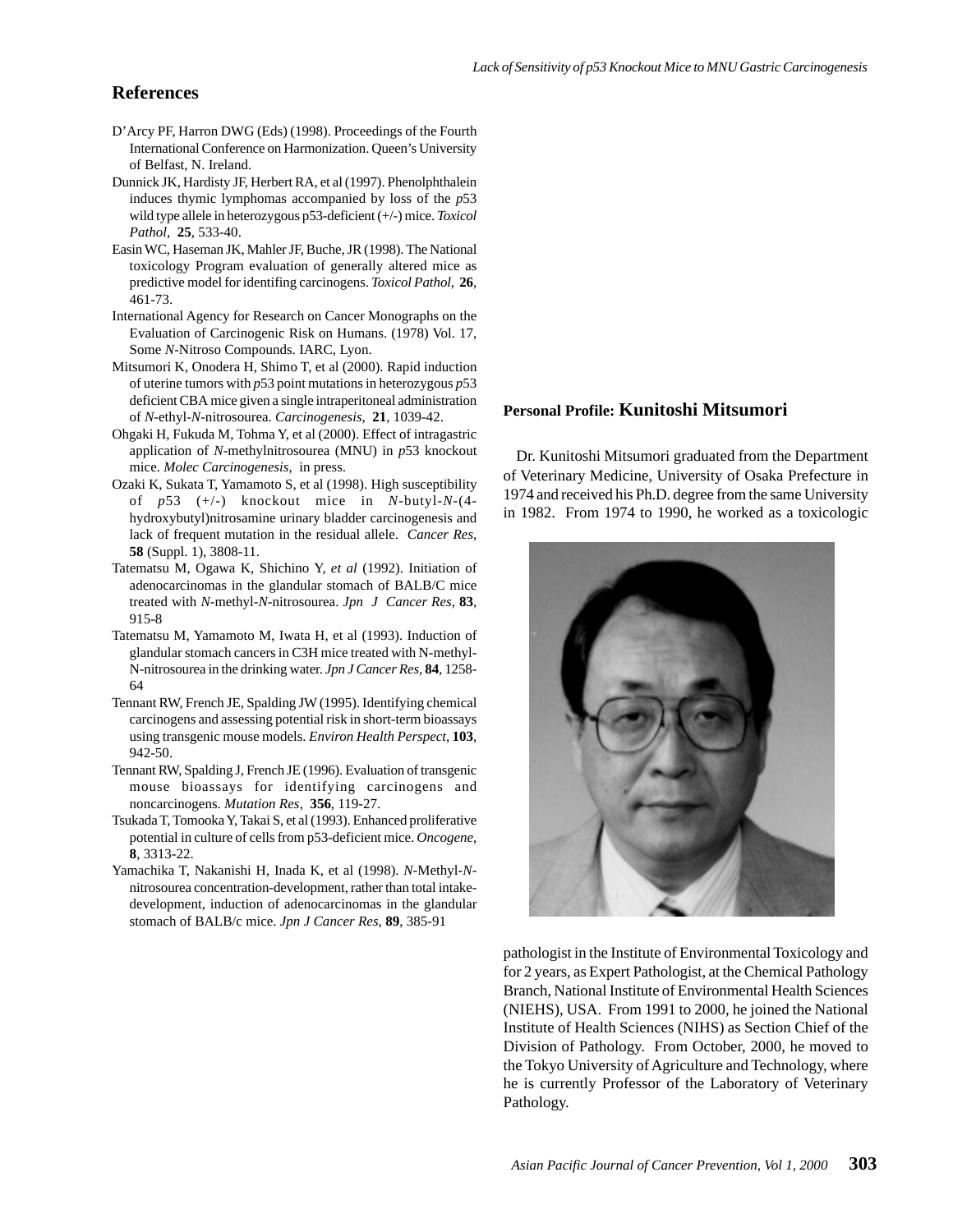## References

D'Arcy PF, Harron DWG (Eds) (1998). Proceedings of the Fourth International Conference on Harmonization. Queen's University of Belfast, N. Ireland.

Dunnick JK, Hardisty JF, Herbert RA, et al (1997). Phenolphthalein induces thymic lymphomas accompanied by loss of the *p*53 wild type allele in heterozygous p53-deficient (+/-) mice. *Toxicol Pathol*, **25**, 533-40.

Easin WC, Haseman JK, Mahler JF, Buche, JR (1998). The National toxicology Program evaluation of generally altered mice as predictive model for identifing carcinogens. *Toxicol Pathol*, **26**, 461-73.

International Agency for Research on Cancer Monographs on the Evaluation of Carcinogenic Risk on Humans. (1978) Vol. 17, Some *N*-Nitroso Compounds. IARC, Lyon.

Mitsumori K, Onodera H, Shimo T, et al (2000). Rapid induction of uterine tumors with *p*53 point mutations in heterozygous *p*53 deficient CBA mice given a single intraperitoneal administration of *N*-ethyl-*N*-nitrosourea. *Carcinogenesis*, **21**, 1039-42.

Ohgaki H, Fukuda M, Tohma Y, et al (2000). Effect of intragastric application of *N*-methylnitrosourea (MNU) in *p*53 knockout mice. *Molec Carcinogenesis*, in press.

Ozaki K, Sukata T, Yamamoto S, et al (1998). High susceptibility of *p*53 (+/-) knockout mice in *N*-butyl-*N*-(4-hydroxybutyl)nitrosamine urinary bladder carcinogenesis and lack of frequent mutation in the residual allele. *Cancer Res*, **58** (Suppl. 1), 3808-11.

Tatematsu M, Ogawa K, Shichino Y, *et al* (1992). Initiation of adenocarcinomas in the glandular stomach of BALB/C mice treated with *N*-methyl-*N*-nitrosourea. *Jpn J Cancer Res*, **83**, 915-8

Tatematsu M, Yamamoto M, Iwata H, et al (1993). Induction of glandular stomach cancers in C3H mice treated with N-methyl-N-nitrosourea in the drinking water. *Jpn J Cancer Res*, **84**, 1258-64

Tennant RW, French JE, Spalding JW (1995). Identifying chemical carcinogens and assessing potential risk in short-term bioassays using transgenic mouse models. *Environ Health Perspect*, **103**, 942-50.

Tennant RW, Spalding J, French JE (1996). Evaluation of transgenic mouse bioassays for identifying carcinogens and noncarcinogens. *Mutation Res*, **356**, 119-27.

Tsukada T, Tomooka Y, Takai S, et al (1993). Enhanced proliferative potential in culture of cells from p53-deficient mice. *Oncogene*, **8**, 3313-22.

Yamachika T, Nakanishi H, Inada K, et al (1998). *N*-Methyl-*N*-nitrosourea concentration-development, rather than total intake-development, induction of adenocarcinomas in the glandular stomach of BALB/c mice. *Jpn J Cancer Res*, **89**, 385-91

### Personal Profile: Kunitoshi Mitsumori

Dr. Kunitoshi Mitsumori graduated from the Department of Veterinary Medicine, University of Osaka Prefecture in 1974 and received his Ph.D. degree from the same University in 1982. From 1974 to 1990, he worked as a toxicologic pathologist in the Institute of Environmental Toxicology and for 2 years, as Expert Pathologist, at the Chemical Pathology Branch, National Institute of Environmental Health Sciences (NIEHS), USA. From 1991 to 2000, he joined the National Institute of Health Sciences (NIHS) as Section Chief of the Division of Pathology. From October, 2000, he moved to the Tokyo University of Agriculture and Technology, where he is currently Professor of the Laboratory of Veterinary Pathology.